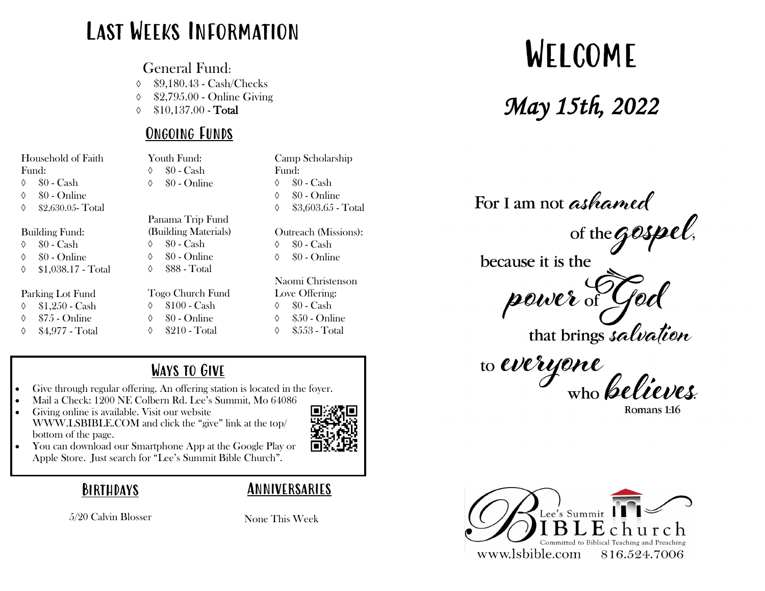# Last Weeks Information

## General Fund:

- $9,180.43 - Cash/Checks
- $2,795.00 - Online Giving
- $10,137.00 - **Total**

## Ongoing Funds

Household of Faith Fund:
- $0 - Cash
- $0 - Online
- $2,630.05- Total

Building Fund:
- $0 - Cash
- $0 - Online
- $1,038.17 - Total

Parking Lot Fund
- $1,250 - Cash
- $75 - Online
- $4,977 - Total

Youth Fund:
- $0 - Cash
- $0 - Online

Panama Trip Fund (Building Materials)
- $0 - Cash
- $0 - Online
- $88 - Total

Togo Church Fund
- $100 - Cash
- $0 - Online
- $210 - Total

Camp Scholarship Fund:
- $0 - Cash
- $0 - Online
- $3,603.65 - Total

Outreach (Missions):
- $0 - Cash
- $0 - Online

Naomi Christenson Love Offering:
- $0 - Cash
- $50 - Online
- $553 - Total

## Ways to Give

- Give through regular offering. An offering station is located in the foyer.
- Mail a Check: 1200 NE Colbern Rd. Lee's Summit, Mo 64086
- Giving online is available. Visit our website WWW.LSBIBLE.COM and click the "give" link at the top/bottom of the page.
- You can download our Smartphone App at the Google Play or Apple Store. Just search for "Lee's Summit Bible Church".

## Birthdays

5/20 Calvin Blosser

## Anniversaries

None This Week

# Welcome

*May 15th, 2022*

For I am not *ashamed* of the *gospel*, because it is the *power* of *God* that brings *salvation* to *everyone* who *believes*.

Romans 1:16

Lee's Summit Bible Church
Committed to Biblical Teaching and Preaching
www.lsbible.com 816.524.7006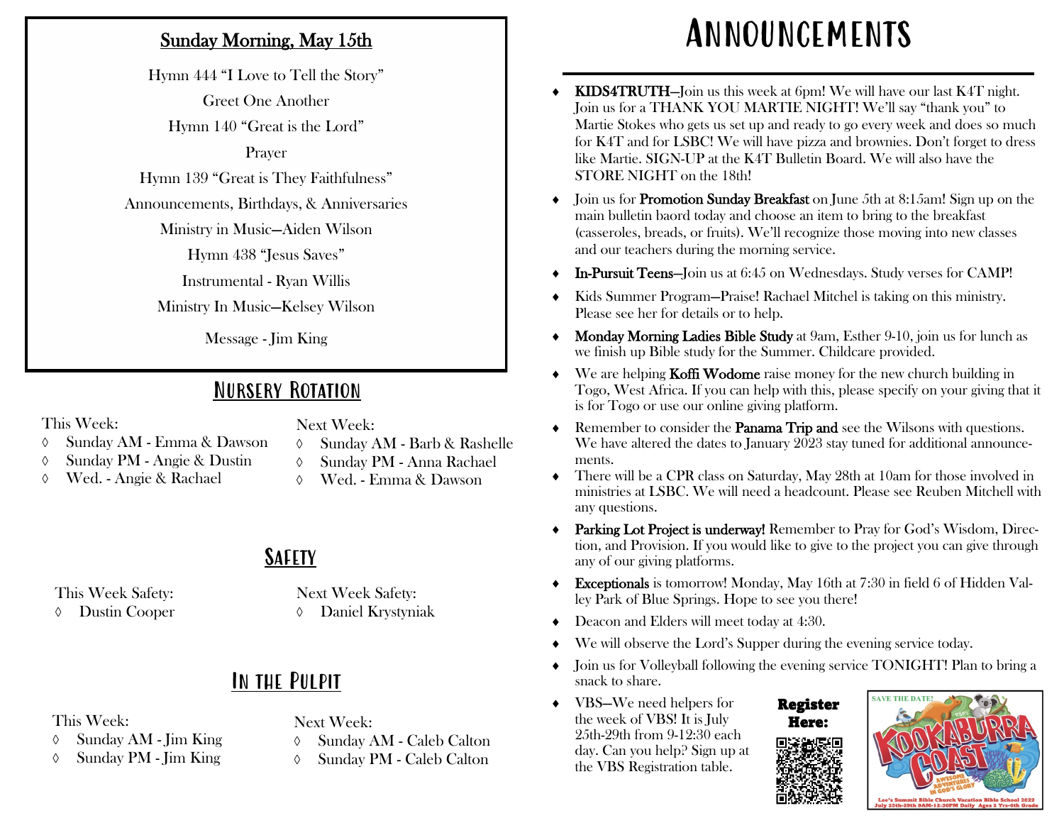## Sunday Morning, May 15th

Hymn 444 "I Love to Tell the Story"

Greet One Another

Hymn 140 "Great is the Lord"

Prayer

Hymn 139 "Great is They Faithfulness"

Announcements, Birthdays, & Anniversaries

Ministry in Music—Aiden Wilson

Hymn 438 "Jesus Saves"

Instrumental - Ryan Willis

Ministry In Music—Kelsey Wilson

Message - Jim King

## Nursery Rotation

This Week:
- Sunday AM - Emma & Dawson
- Sunday PM - Angie & Dustin
- Wed. - Angie & Rachael

Next Week:
- Sunday AM - Barb & Rashelle
- Sunday PM - Anna Rachael
- Wed. - Emma & Dawson

## Safety

This Week Safety:
- Dustin Cooper

Next Week Safety:
- Daniel Krystyniak

## In the Pulpit

This Week:
- Sunday AM - Jim King
- Sunday PM - Jim King

Next Week:
- Sunday AM - Caleb Calton
- Sunday PM - Caleb Calton

# Announcements

- **KIDS4TRUTH**—Join us this week at 6pm! We will have our last K4T night. Join us for a THANK YOU MARTIE NIGHT! We'll say "thank you" to Martie Stokes who gets us set up and ready to go every week and does so much for K4T and for LSBC! We will have pizza and brownies. Don't forget to dress like Martie. SIGN-UP at the K4T Bulletin Board. We will also have the STORE NIGHT on the 18th!
- Join us for **Promotion Sunday Breakfast** on June 5th at 8:15am! Sign up on the main bulletin baord today and choose an item to bring to the breakfast (casseroles, breads, or fruits). We'll recognize those moving into new classes and our teachers during the morning service.
- **In-Pursuit Teens**—Join us at 6:45 on Wednesdays. Study verses for CAMP!
- Kids Summer Program—Praise! Rachael Mitchel is taking on this ministry. Please see her for details or to help.
- **Monday Morning Ladies Bible Study** at 9am, Esther 9-10, join us for lunch as we finish up Bible study for the Summer. Childcare provided.
- We are helping **Koffi Wodome** raise money for the new church building in Togo, West Africa. If you can help with this, please specify on your giving that it is for Togo or use our online giving platform.
- Remember to consider the **Panama Trip and** see the Wilsons with questions. We have altered the dates to January 2023 stay tuned for additional announcements.
- There will be a CPR class on Saturday, May 28th at 10am for those involved in ministries at LSBC. We will need a headcount. Please see Reuben Mitchell with any questions.
- **Parking Lot Project is underway!** Remember to Pray for God's Wisdom, Direction, and Provision. If you would like to give to the project you can give through any of our giving platforms.
- **Exceptionals** is tomorrow! Monday, May 16th at 7:30 in field 6 of Hidden Valley Park of Blue Springs. Hope to see you there!
- Deacon and Elders will meet today at 4:30.
- We will observe the Lord's Supper during the evening service today.
- Join us for Volleyball following the evening service TONIGHT! Plan to bring a snack to share.
- VBS—We need helpers for the week of VBS! It is July 25th-29th from 9-12:30 each day. Can you help? Sign up at the VBS Registration table.

**Register Here:**

SAVE THE DATE!

KOOKABURRA COAST

AWESOME ADVENTURES IN GOD'S GLORY

Lee's Summit Bible Church Vacation Bible School 2022
July 25th-29th 9AM-12:30PM Daily Ages 2 Yrs-6th Grade